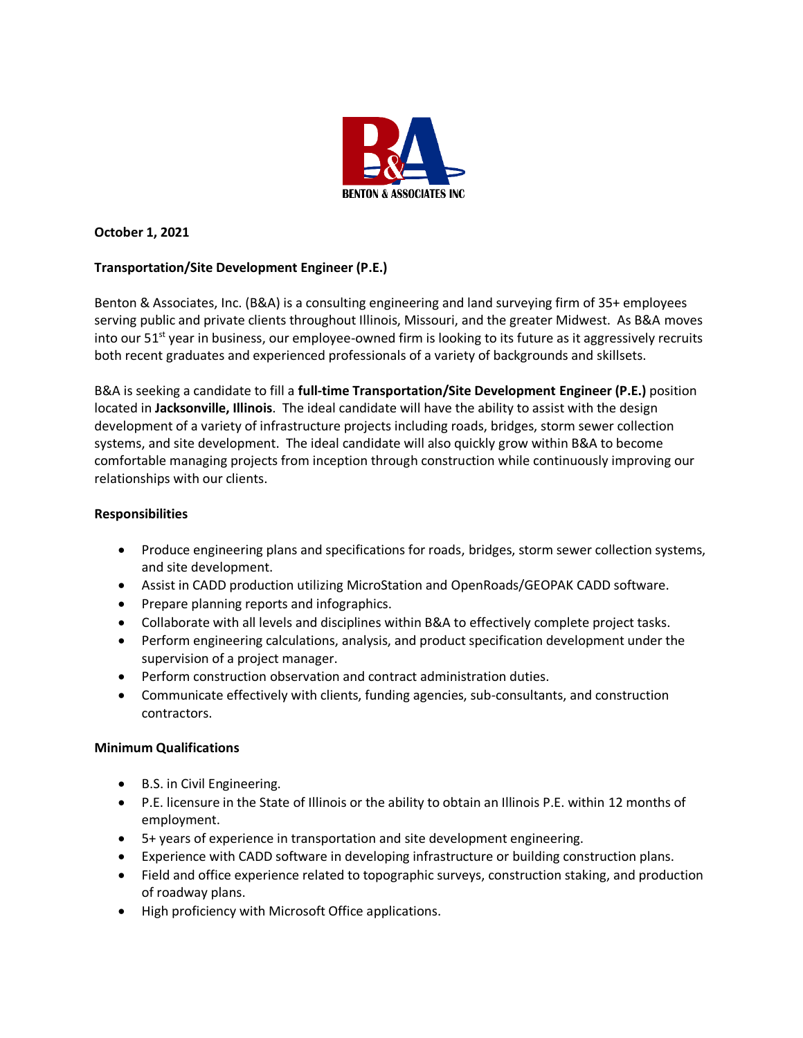BENTON & ASSOCIATES INC

**October 1, 2021**

**Transportation/Site Development Engineer (P.E.)**

Benton & Associates, Inc. (B&A) is a consulting engineering and land surveying firm of 35+ employees serving public and private clients throughout Illinois, Missouri, and the greater Midwest. As B&A moves into our 51st year in business, our employee-owned firm is looking to its future as it aggressively recruits both recent graduates and experienced professionals of a variety of backgrounds and skillsets.

B&A is seeking a candidate to fill a **full-time Transportation/Site Development Engineer (P.E.)** position located in **Jacksonville, Illinois**. The ideal candidate will have the ability to assist with the design development of a variety of infrastructure projects including roads, bridges, storm sewer collection systems, and site development. The ideal candidate will also quickly grow within B&A to become comfortable managing projects from inception through construction while continuously improving our relationships with our clients.

**Responsibilities**

- Produce engineering plans and specifications for roads, bridges, storm sewer collection systems, and site development.
- Assist in CADD production utilizing MicroStation and OpenRoads/GEOPAK CADD software.
- Prepare planning reports and infographics.
- Collaborate with all levels and disciplines within B&A to effectively complete project tasks.
- Perform engineering calculations, analysis, and product specification development under the supervision of a project manager.
- Perform construction observation and contract administration duties.
- Communicate effectively with clients, funding agencies, sub-consultants, and construction contractors.

**Minimum Qualifications**

- B.S. in Civil Engineering.
- P.E. licensure in the State of Illinois or the ability to obtain an Illinois P.E. within 12 months of employment.
- 5+ years of experience in transportation and site development engineering.
- Experience with CADD software in developing infrastructure or building construction plans.
- Field and office experience related to topographic surveys, construction staking, and production of roadway plans.
- High proficiency with Microsoft Office applications.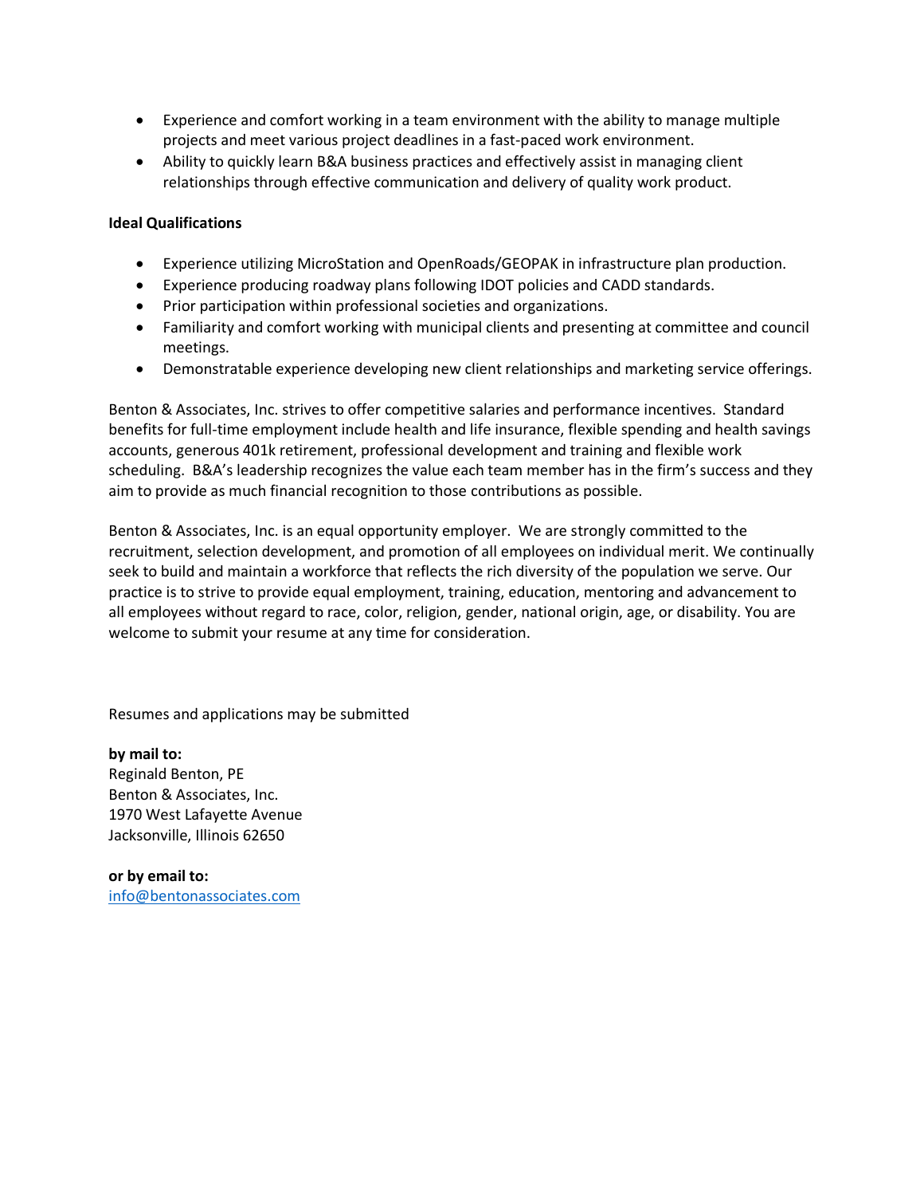- Experience and comfort working in a team environment with the ability to manage multiple projects and meet various project deadlines in a fast-paced work environment.
- Ability to quickly learn B&A business practices and effectively assist in managing client relationships through effective communication and delivery of quality work product.

**Ideal Qualifications**

- Experience utilizing MicroStation and OpenRoads/GEOPAK in infrastructure plan production.
- Experience producing roadway plans following IDOT policies and CADD standards.
- Prior participation within professional societies and organizations.
- Familiarity and comfort working with municipal clients and presenting at committee and council meetings.
- Demonstratable experience developing new client relationships and marketing service offerings.

Benton & Associates, Inc. strives to offer competitive salaries and performance incentives. Standard benefits for full-time employment include health and life insurance, flexible spending and health savings accounts, generous 401k retirement, professional development and training and flexible work scheduling. B&A's leadership recognizes the value each team member has in the firm's success and they aim to provide as much financial recognition to those contributions as possible.

Benton & Associates, Inc. is an equal opportunity employer. We are strongly committed to the recruitment, selection development, and promotion of all employees on individual merit. We continually seek to build and maintain a workforce that reflects the rich diversity of the population we serve. Our practice is to strive to provide equal employment, training, education, mentoring and advancement to all employees without regard to race, color, religion, gender, national origin, age, or disability. You are welcome to submit your resume at any time for consideration.

Resumes and applications may be submitted

**by mail to:**
Reginald Benton, PE
Benton & Associates, Inc.
1970 West Lafayette Avenue
Jacksonville, Illinois 62650

**or by email to:**
info@bentonassociates.com